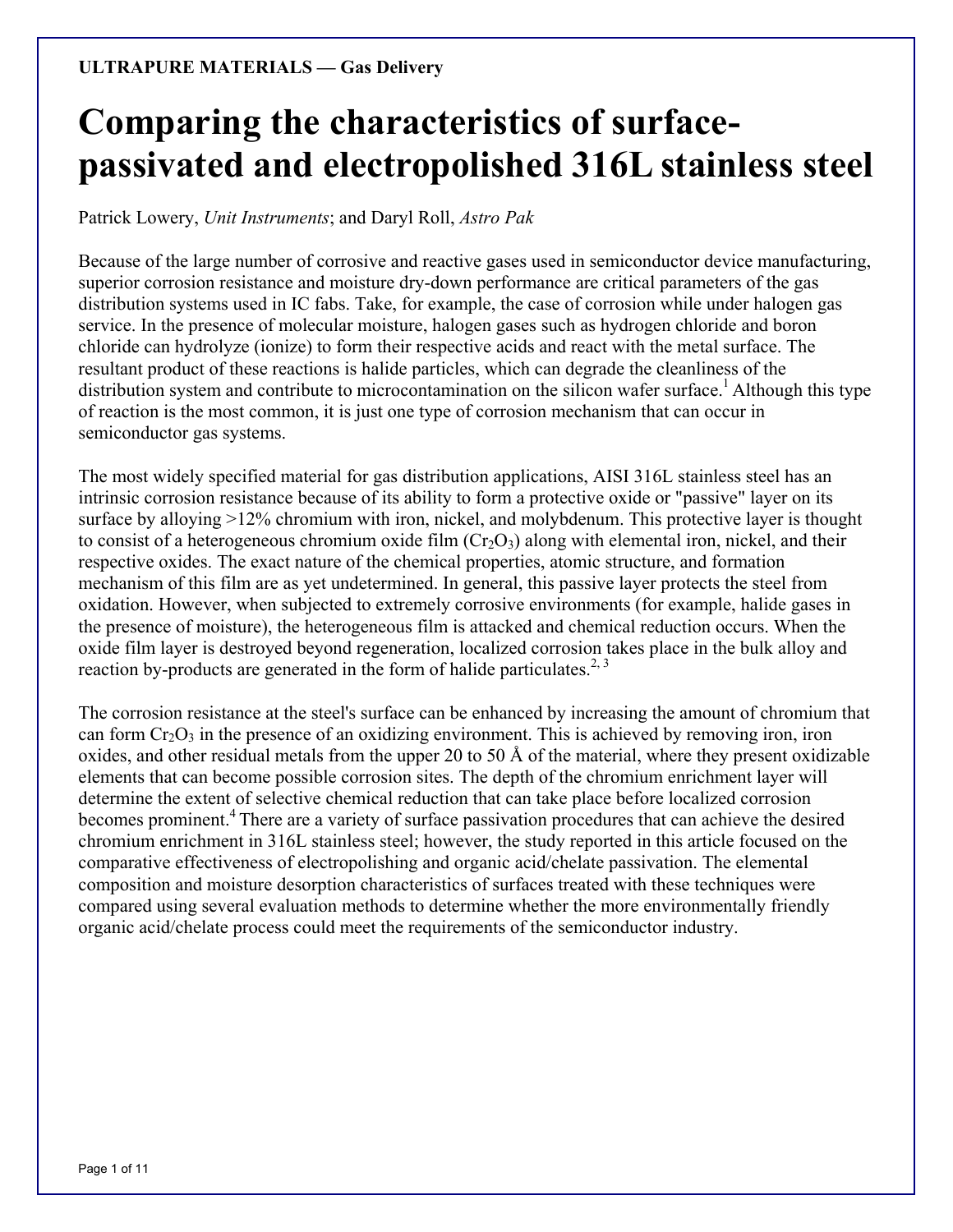**ULTRAPURE MATERIALS — Gas Delivery**

# Comparing the characteristics of surface-passivated and electropolished 316L stainless steel

Patrick Lowery, *Unit Instruments*; and Daryl Roll, *Astro Pak*

Because of the large number of corrosive and reactive gases used in semiconductor device manufacturing, superior corrosion resistance and moisture dry-down performance are critical parameters of the gas distribution systems used in IC fabs. Take, for example, the case of corrosion while under halogen gas service. In the presence of molecular moisture, halogen gases such as hydrogen chloride and boron chloride can hydrolyze (ionize) to form their respective acids and react with the metal surface. The resultant product of these reactions is halide particles, which can degrade the cleanliness of the distribution system and contribute to microcontamination on the silicon wafer surface.[1] Although this type of reaction is the most common, it is just one type of corrosion mechanism that can occur in semiconductor gas systems.

The most widely specified material for gas distribution applications, AISI 316L stainless steel has an intrinsic corrosion resistance because of its ability to form a protective oxide or "passive" layer on its surface by alloying >12% chromium with iron, nickel, and molybdenum. This protective layer is thought to consist of a heterogeneous chromium oxide film ($Cr_2O_3$) along with elemental iron, nickel, and their respective oxides. The exact nature of the chemical properties, atomic structure, and formation mechanism of this film are as yet undetermined. In general, this passive layer protects the steel from oxidation. However, when subjected to extremely corrosive environments (for example, halide gases in the presence of moisture), the heterogeneous film is attacked and chemical reduction occurs. When the oxide film layer is destroyed beyond regeneration, localized corrosion takes place in the bulk alloy and reaction by-products are generated in the form of halide particulates.[2, 3]

The corrosion resistance at the steel's surface can be enhanced by increasing the amount of chromium that can form $Cr_2O_3$ in the presence of an oxidizing environment. This is achieved by removing iron, iron oxides, and other residual metals from the upper 20 to 50 Å of the material, where they present oxidizable elements that can become possible corrosion sites. The depth of the chromium enrichment layer will determine the extent of selective chemical reduction that can take place before localized corrosion becomes prominent.[4] There are a variety of surface passivation procedures that can achieve the desired chromium enrichment in 316L stainless steel; however, the study reported in this article focused on the comparative effectiveness of electropolishing and organic acid/chelate passivation. The elemental composition and moisture desorption characteristics of surfaces treated with these techniques were compared using several evaluation methods to determine whether the more environmentally friendly organic acid/chelate process could meet the requirements of the semiconductor industry.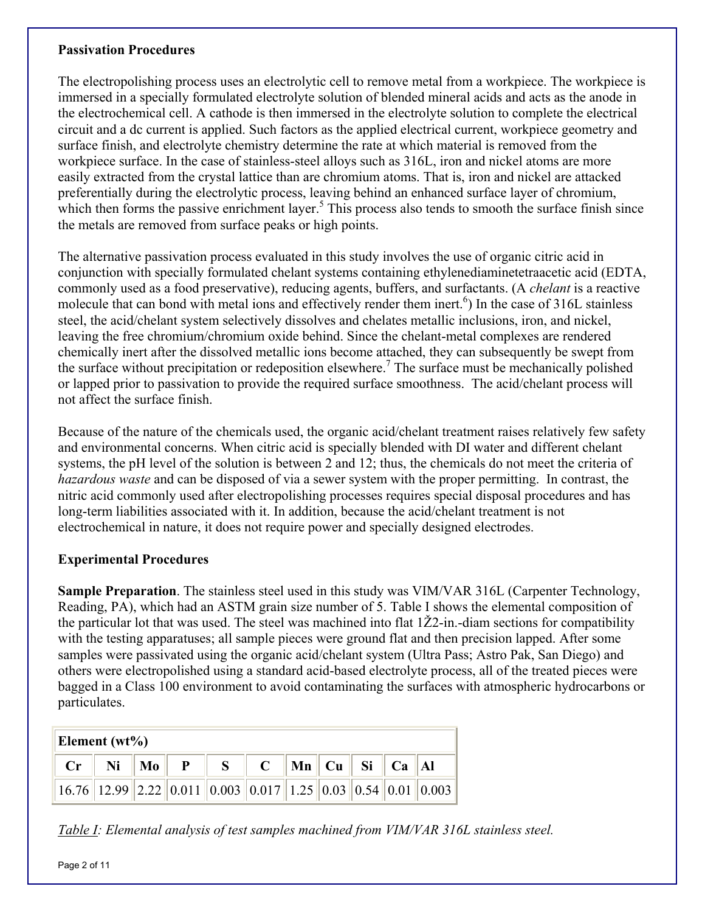**Passivation Procedures**

The electropolishing process uses an electrolytic cell to remove metal from a workpiece. The workpiece is immersed in a specially formulated electrolyte solution of blended mineral acids and acts as the anode in the electrochemical cell. A cathode is then immersed in the electrolyte solution to complete the electrical circuit and a dc current is applied. Such factors as the applied electrical current, workpiece geometry and surface finish, and electrolyte chemistry determine the rate at which material is removed from the workpiece surface. In the case of stainless-steel alloys such as 316L, iron and nickel atoms are more easily extracted from the crystal lattice than are chromium atoms. That is, iron and nickel are attacked preferentially during the electrolytic process, leaving behind an enhanced surface layer of chromium, which then forms the passive enrichment layer.[5] This process also tends to smooth the surface finish since the metals are removed from surface peaks or high points.

The alternative passivation process evaluated in this study involves the use of organic citric acid in conjunction with specially formulated chelant systems containing ethylenediaminetetraacetic acid (EDTA, commonly used as a food preservative), reducing agents, buffers, and surfactants. (A *chelant* is a reactive molecule that can bond with metal ions and effectively render them inert.[6]) In the case of 316L stainless steel, the acid/chelant system selectively dissolves and chelates metallic inclusions, iron, and nickel, leaving the free chromium/chromium oxide behind. Since the chelant-metal complexes are rendered chemically inert after the dissolved metallic ions become attached, they can subsequently be swept from the surface without precipitation or redeposition elsewhere.[7] The surface must be mechanically polished or lapped prior to passivation to provide the required surface smoothness. The acid/chelant process will not affect the surface finish.

Because of the nature of the chemicals used, the organic acid/chelant treatment raises relatively few safety and environmental concerns. When citric acid is specially blended with DI water and different chelant systems, the pH level of the solution is between 2 and 12; thus, the chemicals do not meet the criteria of *hazardous waste* and can be disposed of via a sewer system with the proper permitting. In contrast, the nitric acid commonly used after electropolishing processes requires special disposal procedures and has long-term liabilities associated with it. In addition, because the acid/chelant treatment is not electrochemical in nature, it does not require power and specially designed electrodes.

**Experimental Procedures**

**Sample Preparation**. The stainless steel used in this study was VIM/VAR 316L (Carpenter Technology, Reading, PA), which had an ASTM grain size number of 5. Table I shows the elemental composition of the particular lot that was used. The steel was machined into flat 1Ž2-in.-diam sections for compatibility with the testing apparatuses; all sample pieces were ground flat and then precision lapped. After some samples were passivated using the organic acid/chelant system (Ultra Pass; Astro Pak, San Diego) and others were electropolished using a standard acid-based electrolyte process, all of the treated pieces were bagged in a Class 100 environment to avoid contaminating the surfaces with atmospheric hydrocarbons or particulates.

| Element (wt%) | | | | | | | | | | |
|---|---|---|---|---|---|---|---|---|---|---|
| Cr | Ni | Mo | P | S | C | Mn | Cu | Si | Ca | Al |
| 16.76 | 12.99 | 2.22 | 0.011 | 0.003 | 0.017 | 1.25 | 0.03 | 0.54 | 0.01 | 0.003 |

*Table I: Elemental analysis of test samples machined from VIM/VAR 316L stainless steel.*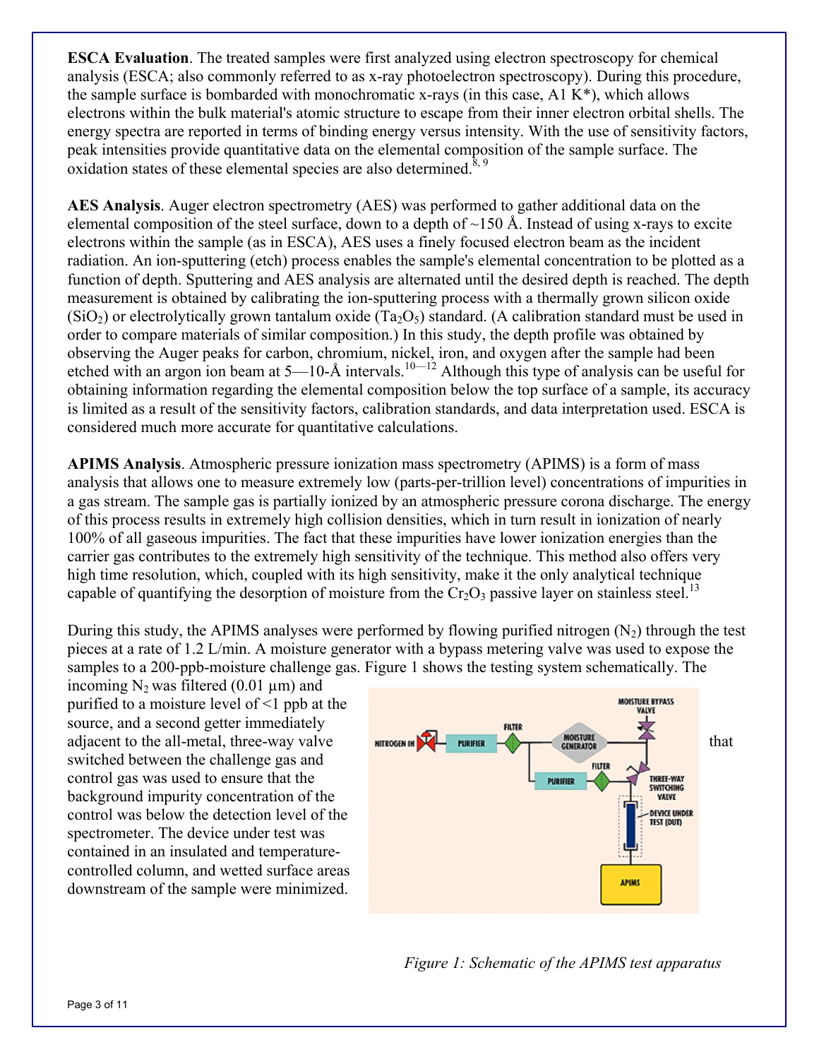**ESCA Evaluation**. The treated samples were first analyzed using electron spectroscopy for chemical analysis (ESCA; also commonly referred to as x-ray photoelectron spectroscopy). During this procedure, the sample surface is bombarded with monochromatic x-rays (in this case, A1 K*), which allows electrons within the bulk material's atomic structure to escape from their inner electron orbital shells. The energy spectra are reported in terms of binding energy versus intensity. With the use of sensitivity factors, peak intensities provide quantitative data on the elemental composition of the sample surface. The oxidation states of these elemental species are also determined.[8, 9]

**AES Analysis**. Auger electron spectrometry (AES) was performed to gather additional data on the elemental composition of the steel surface, down to a depth of ~150 Å. Instead of using x-rays to excite electrons within the sample (as in ESCA), AES uses a finely focused electron beam as the incident radiation. An ion-sputtering (etch) process enables the sample's elemental concentration to be plotted as a function of depth. Sputtering and AES analysis are alternated until the desired depth is reached. The depth measurement is obtained by calibrating the ion-sputtering process with a thermally grown silicon oxide ($SiO_2$) or electrolytically grown tantalum oxide ($Ta_2O_5$) standard. (A calibration standard must be used in order to compare materials of similar composition.) In this study, the depth profile was obtained by observing the Auger peaks for carbon, chromium, nickel, iron, and oxygen after the sample had been etched with an argon ion beam at 5—10-Å intervals.[10—12] Although this type of analysis can be useful for obtaining information regarding the elemental composition below the top surface of a sample, its accuracy is limited as a result of the sensitivity factors, calibration standards, and data interpretation used. ESCA is considered much more accurate for quantitative calculations.

**APIMS Analysis**. Atmospheric pressure ionization mass spectrometry (APIMS) is a form of mass analysis that allows one to measure extremely low (parts-per-trillion level) concentrations of impurities in a gas stream. The sample gas is partially ionized by an atmospheric pressure corona discharge. The energy of this process results in extremely high collision densities, which in turn result in ionization of nearly 100% of all gaseous impurities. The fact that these impurities have lower ionization energies than the carrier gas contributes to the extremely high sensitivity of the technique. This method also offers very high time resolution, which, coupled with its high sensitivity, make it the only analytical technique capable of quantifying the desorption of moisture from the $Cr_2O_3$ passive layer on stainless steel.[13]

During this study, the APIMS analyses were performed by flowing purified nitrogen ($N_2$) through the test pieces at a rate of 1.2 L/min. A moisture generator with a bypass metering valve was used to expose the samples to a 200-ppb-moisture challenge gas. Figure 1 shows the testing system schematically. The incoming $N_2$ was filtered (0.01 µm) and purified to a moisture level of <1 ppb at the source, and a second getter immediately adjacent to the all-metal, three-way valve that switched between the challenge gas and control gas was used to ensure that the background impurity concentration of the control was below the detection level of the spectrometer. The device under test was contained in an insulated and temperature-controlled column, and wetted surface areas downstream of the sample were minimized.

NITROGEN IN
PURIFIER
FILTER
MOISTURE GENERATOR
MOISTURE BYPASS VALVE
FILTER
PURIFIER
THREE-WAY SWITCHING VALVE
DEVICE UNDER TEST (DUT)
APIMS

*Figure 1: Schematic of the APIMS test apparatus*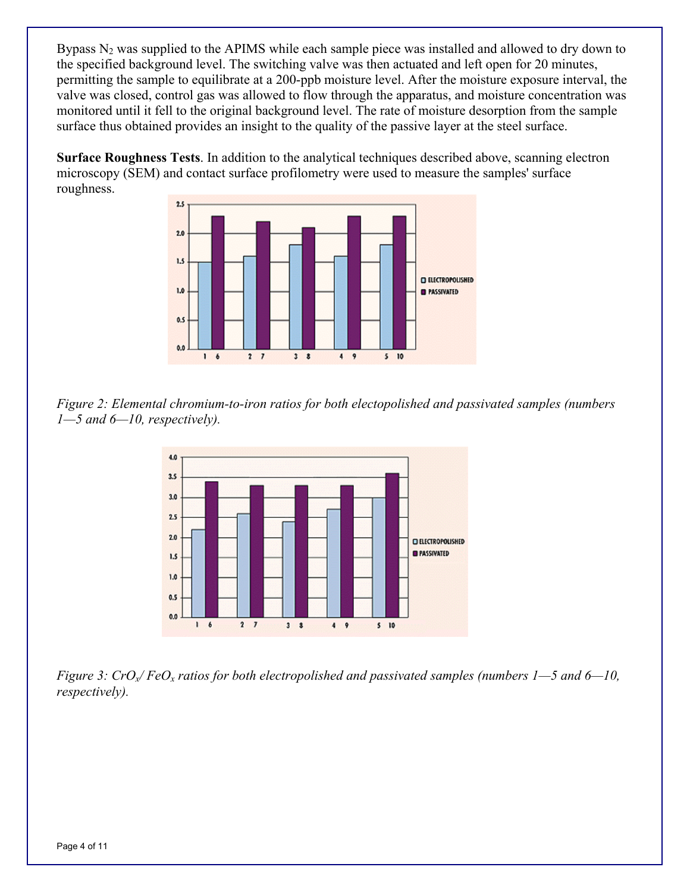Bypass $N_2$ was supplied to the APIMS while each sample piece was installed and allowed to dry down to the specified background level. The switching valve was then actuated and left open for 20 minutes, permitting the sample to equilibrate at a 200-ppb moisture level. After the moisture exposure interval, the valve was closed, control gas was allowed to flow through the apparatus, and moisture concentration was monitored until it fell to the original background level. The rate of moisture desorption from the sample surface thus obtained provides an insight to the quality of the passive layer at the steel surface.

**Surface Roughness Tests**. In addition to the analytical techniques described above, scanning electron microscopy (SEM) and contact surface profilometry were used to measure the samples' surface roughness.

*Figure 2: Elemental chromium-to-iron ratios for both electopolished and passivated samples (numbers 1—5 and 6—10, respectively).*

*Figure 3: $CrO_x$/ $FeO_x$ ratios for both electropolished and passivated samples (numbers 1—5 and 6—10, respectively).*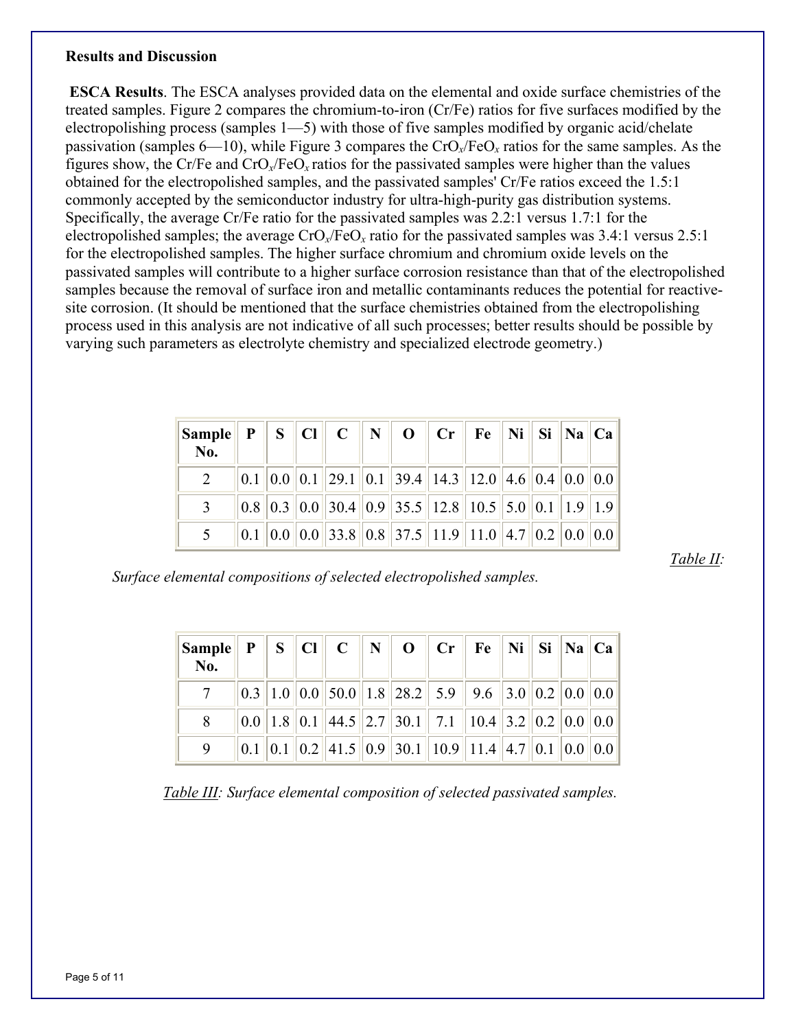**Results and Discussion**

**ESCA Results**. The ESCA analyses provided data on the elemental and oxide surface chemistries of the treated samples. Figure 2 compares the chromium-to-iron (Cr/Fe) ratios for five surfaces modified by the electropolishing process (samples 1—5) with those of five samples modified by organic acid/chelate passivation (samples 6—10), while Figure 3 compares the $CrO_x/FeO_x$ ratios for the same samples. As the figures show, the Cr/Fe and $CrO_x/FeO_x$ ratios for the passivated samples were higher than the values obtained for the electropolished samples, and the passivated samples' Cr/Fe ratios exceed the 1.5:1 commonly accepted by the semiconductor industry for ultra-high-purity gas distribution systems. Specifically, the average Cr/Fe ratio for the passivated samples was 2.2:1 versus 1.7:1 for the electropolished samples; the average $CrO_x/FeO_x$ ratio for the passivated samples was 3.4:1 versus 2.5:1 for the electropolished samples. The higher surface chromium and chromium oxide levels on the passivated samples will contribute to a higher surface corrosion resistance than that of the electropolished samples because the removal of surface iron and metallic contaminants reduces the potential for reactive-site corrosion. (It should be mentioned that the surface chemistries obtained from the electropolishing process used in this analysis are not indicative of all such processes; better results should be possible by varying such parameters as electrolyte chemistry and specialized electrode geometry.)

| Sample No. | P | S | Cl | C | N | O | Cr | Fe | Ni | Si | Na | Ca |
|---|---|---|---|---|---|---|---|---|---|---|---|---|
| 2 | 0.1 | 0.0 | 0.1 | 29.1 | 0.1 | 39.4 | 14.3 | 12.0 | 4.6 | 0.4 | 0.0 | 0.0 |
| 3 | 0.8 | 0.3 | 0.0 | 30.4 | 0.9 | 35.5 | 12.8 | 10.5 | 5.0 | 0.1 | 1.9 | 1.9 |
| 5 | 0.1 | 0.0 | 0.0 | 33.8 | 0.8 | 37.5 | 11.9 | 11.0 | 4.7 | 0.2 | 0.0 | 0.0 |

*Table II: Surface elemental compositions of selected electropolished samples.*

| Sample No. | P | S | Cl | C | N | O | Cr | Fe | Ni | Si | Na | Ca |
|---|---|---|---|---|---|---|---|---|---|---|---|---|
| 7 | 0.3 | 1.0 | 0.0 | 50.0 | 1.8 | 28.2 | 5.9 | 9.6 | 3.0 | 0.2 | 0.0 | 0.0 |
| 8 | 0.0 | 1.8 | 0.1 | 44.5 | 2.7 | 30.1 | 7.1 | 10.4 | 3.2 | 0.2 | 0.0 | 0.0 |
| 9 | 0.1 | 0.1 | 0.2 | 41.5 | 0.9 | 30.1 | 10.9 | 11.4 | 4.7 | 0.1 | 0.0 | 0.0 |

*Table III: Surface elemental composition of selected passivated samples.*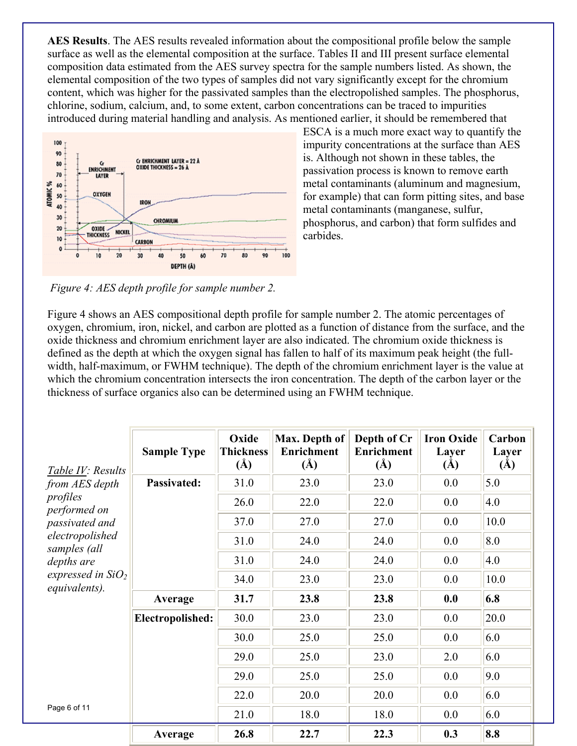**AES Results**. The AES results revealed information about the compositional profile below the sample surface as well as the elemental composition at the surface. Tables II and III present surface elemental composition data estimated from the AES survey spectra for the sample numbers listed. As shown, the elemental composition of the two types of samples did not vary significantly except for the chromium content, which was higher for the passivated samples than the electropolished samples. The phosphorus, chlorine, sodium, calcium, and, to some extent, carbon concentrations can be traced to impurities introduced during material handling and analysis. As mentioned earlier, it should be remembered that ESCA is a much more exact way to quantify the impurity concentrations at the surface than AES is. Although not shown in these tables, the passivation process is known to remove earth metal contaminants (aluminum and magnesium, for example) that can form pitting sites, and base metal contaminants (manganese, sulfur, phosphorus, and carbon) that form sulfides and carbides.

ATOMIC %
100
90
80
70
60
50
40
30
20
10
0
Cr ENRICHMENT LAYER
OXYGEN
OXIDE THICKNESS
NICKEL
CARBON
IRON
CHROMIUM
Cr ENRICHMENT LAYER = 22 Å
OXIDE THICKNESS = 26 Å
0 10 20 30 40 50 60 70 80 90 100
DEPTH (Å)

*Figure 4: AES depth profile for sample number 2.*

Figure 4 shows an AES compositional depth profile for sample number 2. The atomic percentages of oxygen, chromium, iron, nickel, and carbon are plotted as a function of distance from the surface, and the oxide thickness and chromium enrichment layer are also indicated. The chromium oxide thickness is defined as the depth at which the oxygen signal has fallen to half of its maximum peak height (the full-width, half-maximum, or FWHM technique). The depth of the chromium enrichment layer is the value at which the chromium concentration intersects the iron concentration. The depth of the carbon layer or the thickness of surface organics also can be determined using an FWHM technique.

*Table IV: Results from AES depth profiles performed on passivated and electropolished samples (all depths are expressed in $SiO_2$ equivalents).*

| Sample Type | Oxide Thickness (Å) | Max. Depth of Enrichment (Å) | Depth of Cr Enrichment (Å) | Iron Oxide Layer (Å) | Carbon Layer (Å) |
|---|---|---|---|---|---|
| **Passivated:** | 31.0 | 23.0 | 23.0 | 0.0 | 5.0 |
| | 26.0 | 22.0 | 22.0 | 0.0 | 4.0 |
| | 37.0 | 27.0 | 27.0 | 0.0 | 10.0 |
| | 31.0 | 24.0 | 24.0 | 0.0 | 8.0 |
| | 31.0 | 24.0 | 24.0 | 0.0 | 4.0 |
| | 34.0 | 23.0 | 23.0 | 0.0 | 10.0 |
| **Average** | **31.7** | **23.8** | **23.8** | **0.0** | **6.8** |
| **Electropolished:** | 30.0 | 23.0 | 23.0 | 0.0 | 20.0 |
| | 30.0 | 25.0 | 25.0 | 0.0 | 6.0 |
| | 29.0 | 25.0 | 23.0 | 2.0 | 6.0 |
| | 29.0 | 25.0 | 25.0 | 0.0 | 9.0 |
| | 22.0 | 20.0 | 20.0 | 0.0 | 6.0 |
| | 21.0 | 18.0 | 18.0 | 0.0 | 6.0 |
| **Average** | **26.8** | **22.7** | **22.3** | **0.3** | **8.8** |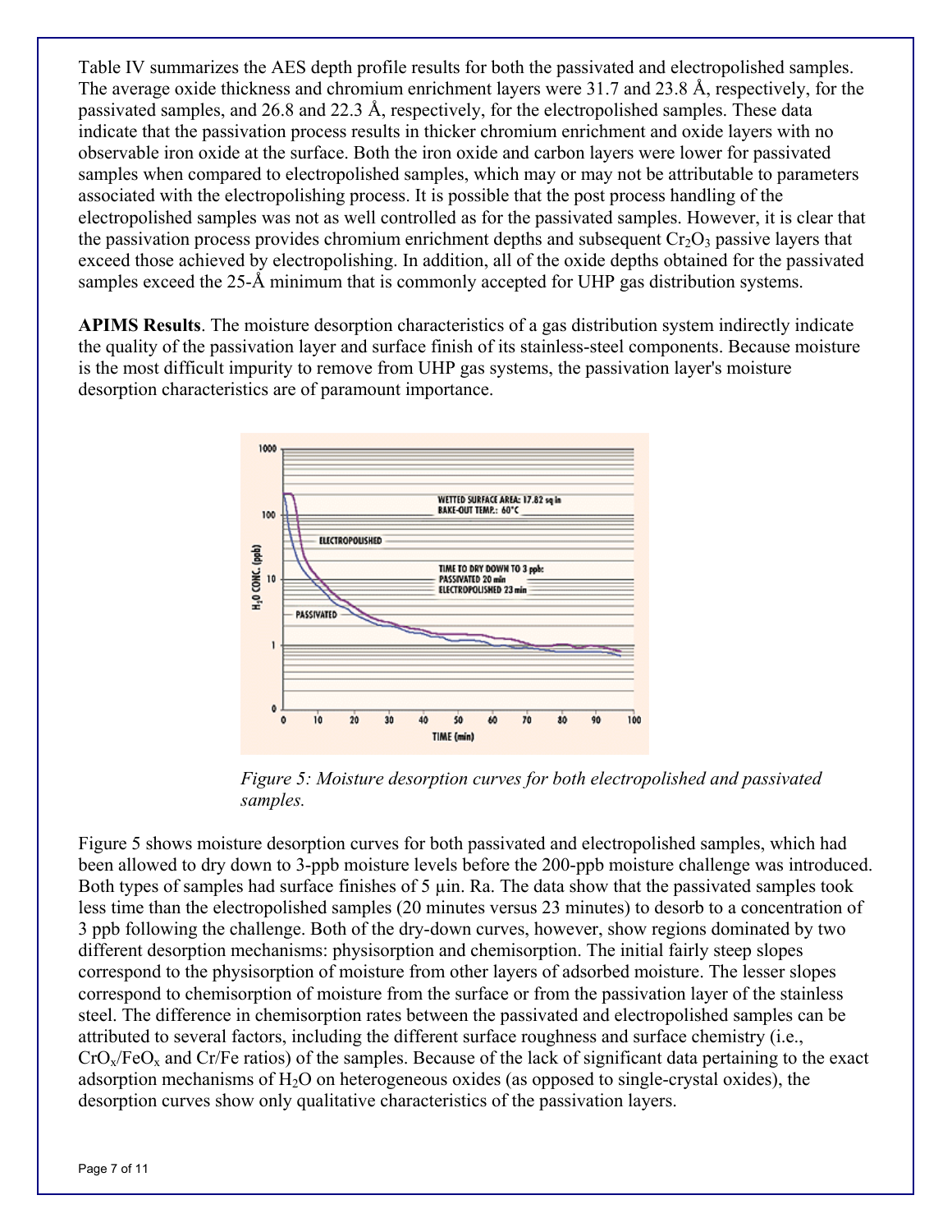Table IV summarizes the AES depth profile results for both the passivated and electropolished samples. The average oxide thickness and chromium enrichment layers were 31.7 and 23.8 Å, respectively, for the passivated samples, and 26.8 and 22.3 Å, respectively, for the electropolished samples. These data indicate that the passivation process results in thicker chromium enrichment and oxide layers with no observable iron oxide at the surface. Both the iron oxide and carbon layers were lower for passivated samples when compared to electropolished samples, which may or may not be attributable to parameters associated with the electropolishing process. It is possible that the post process handling of the electropolished samples was not as well controlled as for the passivated samples. However, it is clear that the passivation process provides chromium enrichment depths and subsequent $Cr_2O_3$ passive layers that exceed those achieved by electropolishing. In addition, all of the oxide depths obtained for the passivated samples exceed the 25-Å minimum that is commonly accepted for UHP gas distribution systems.

**APIMS Results**. The moisture desorption characteristics of a gas distribution system indirectly indicate the quality of the passivation layer and surface finish of its stainless-steel components. Because moisture is the most difficult impurity to remove from UHP gas systems, the passivation layer's moisture desorption characteristics are of paramount importance.

WETTED SURFACE AREA: 17.82 sq in
BAKE-OUT TEMP.: 60°C
ELECTROPOLISHED
TIME TO DRY DOWN TO 3 ppb:
PASSIVATED 20 min
ELECTROPOLISHED 23 min
PASSIVATED
$H_2O$ CONC. (ppb)
1000
100
10
1
0
0 10 20 30 40 50 60 70 80 90 100
TIME (min)

*Figure 5: Moisture desorption curves for both electropolished and passivated samples.*

Figure 5 shows moisture desorption curves for both passivated and electropolished samples, which had been allowed to dry down to 3-ppb moisture levels before the 200-ppb moisture challenge was introduced. Both types of samples had surface finishes of 5 µin. Ra. The data show that the passivated samples took less time than the electropolished samples (20 minutes versus 23 minutes) to desorb to a concentration of 3 ppb following the challenge. Both of the dry-down curves, however, show regions dominated by two different desorption mechanisms: physisorption and chemisorption. The initial fairly steep slopes correspond to the physisorption of moisture from other layers of adsorbed moisture. The lesser slopes correspond to chemisorption of moisture from the surface or from the passivation layer of the stainless steel. The difference in chemisorption rates between the passivated and electropolished samples can be attributed to several factors, including the different surface roughness and surface chemistry (i.e., $CrO_x$/$FeO_x$ and Cr/Fe ratios) of the samples. Because of the lack of significant data pertaining to the exact adsorption mechanisms of $H_2O$ on heterogeneous oxides (as opposed to single-crystal oxides), the desorption curves show only qualitative characteristics of the passivation layers.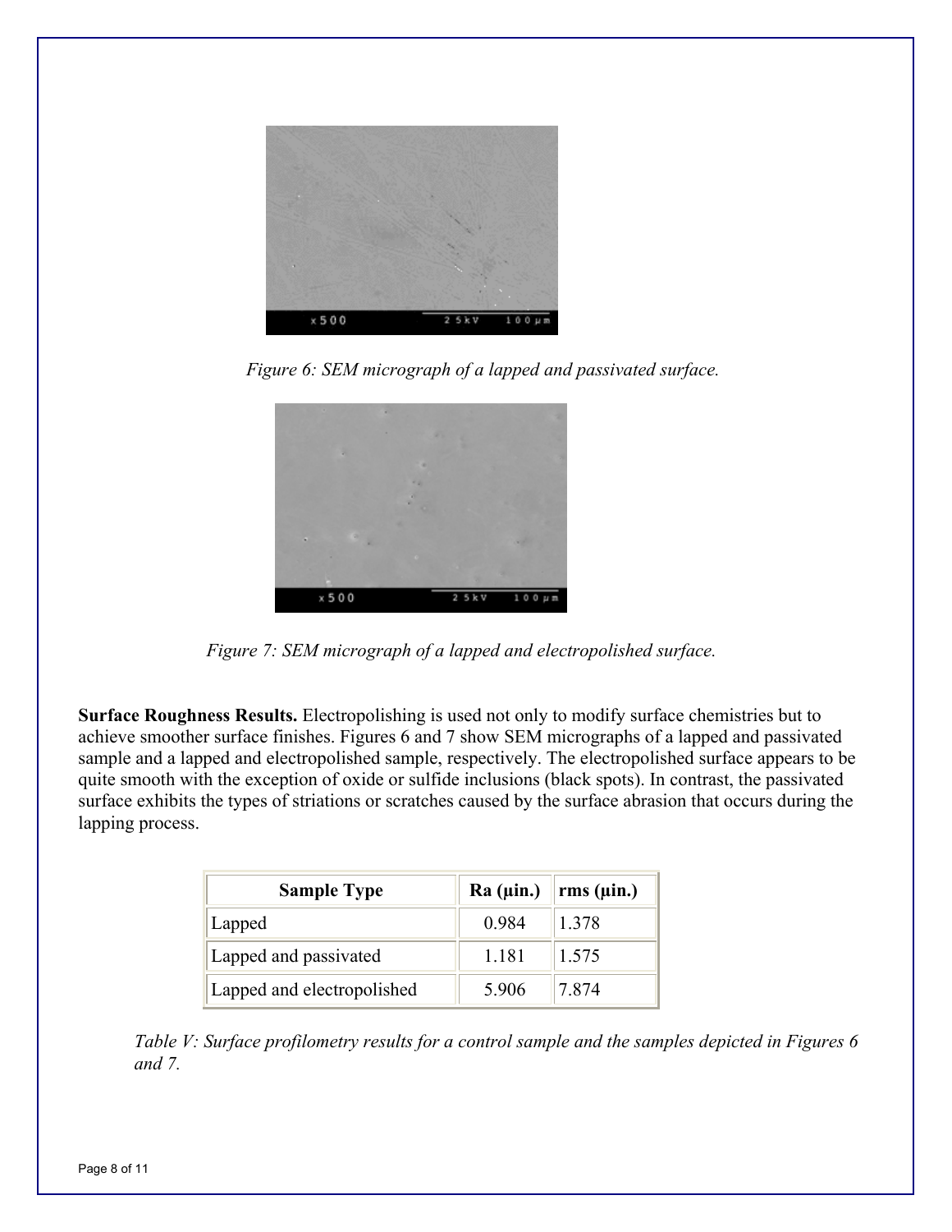Figure 6: SEM micrograph of a lapped and passivated surface.

Figure 7: SEM micrograph of a lapped and electropolished surface.

**Surface Roughness Results.** Electropolishing is used not only to modify surface chemistries but to achieve smoother surface finishes. Figures 6 and 7 show SEM micrographs of a lapped and passivated sample and a lapped and electropolished sample, respectively. The electropolished surface appears to be quite smooth with the exception of oxide or sulfide inclusions (black spots). In contrast, the passivated surface exhibits the types of striations or scratches caused by the surface abrasion that occurs during the lapping process.

| Sample Type | Ra (µin.) | rms (µin.) |
|---|---|---|
| Lapped | 0.984 | 1.378 |
| Lapped and passivated | 1.181 | 1.575 |
| Lapped and electropolished | 5.906 | 7.874 |

*Table V: Surface profilometry results for a control sample and the samples depicted in Figures 6 and 7.*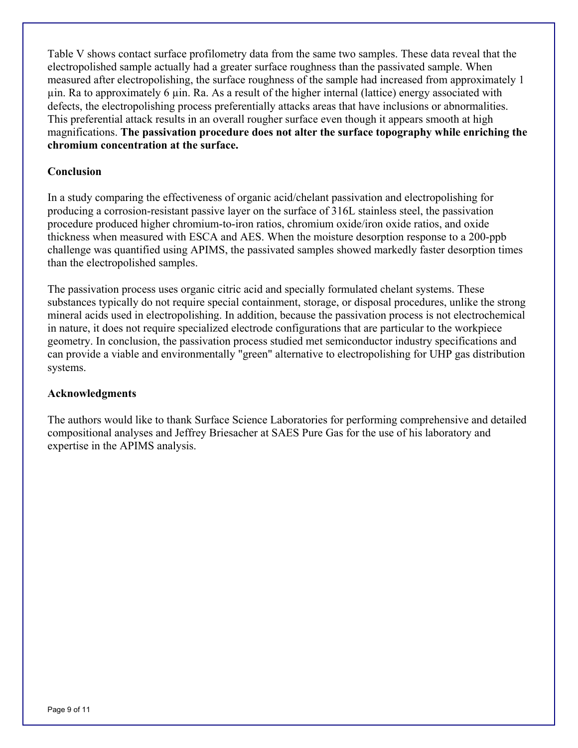Table V shows contact surface profilometry data from the same two samples. These data reveal that the electropolished sample actually had a greater surface roughness than the passivated sample. When measured after electropolishing, the surface roughness of the sample had increased from approximately 1 µin. Ra to approximately 6 µin. Ra. As a result of the higher internal (lattice) energy associated with defects, the electropolishing process preferentially attacks areas that have inclusions or abnormalities. This preferential attack results in an overall rougher surface even though it appears smooth at high magnifications. **The passivation procedure does not alter the surface topography while enriching the chromium concentration at the surface.**

## Conclusion

In a study comparing the effectiveness of organic acid/chelant passivation and electropolishing for producing a corrosion-resistant passive layer on the surface of 316L stainless steel, the passivation procedure produced higher chromium-to-iron ratios, chromium oxide/iron oxide ratios, and oxide thickness when measured with ESCA and AES. When the moisture desorption response to a 200-ppb challenge was quantified using APIMS, the passivated samples showed markedly faster desorption times than the electropolished samples.

The passivation process uses organic citric acid and specially formulated chelant systems. These substances typically do not require special containment, storage, or disposal procedures, unlike the strong mineral acids used in electropolishing. In addition, because the passivation process is not electrochemical in nature, it does not require specialized electrode configurations that are particular to the workpiece geometry. In conclusion, the passivation process studied met semiconductor industry specifications and can provide a viable and environmentally "green" alternative to electropolishing for UHP gas distribution systems.

## Acknowledgments

The authors would like to thank Surface Science Laboratories for performing comprehensive and detailed compositional analyses and Jeffrey Briesacher at SAES Pure Gas for the use of his laboratory and expertise in the APIMS analysis.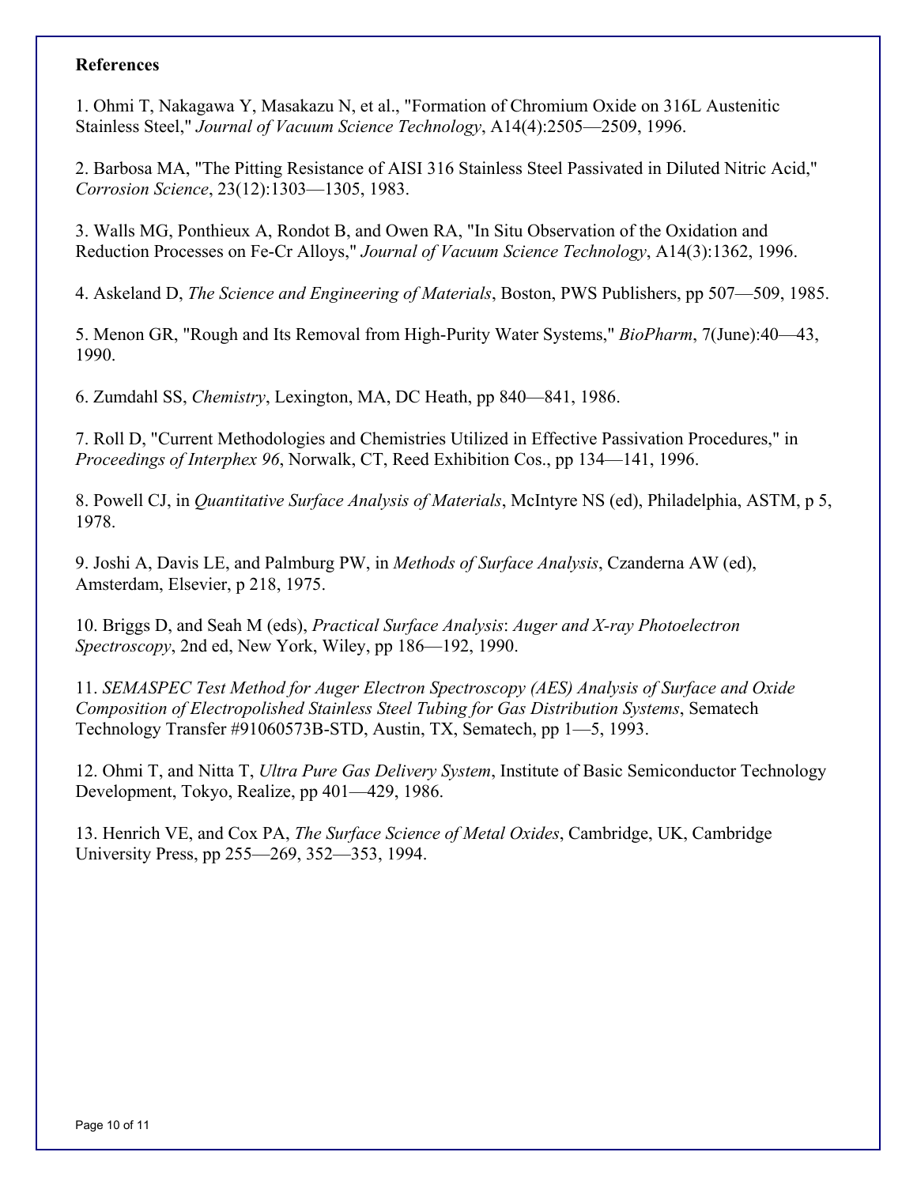**References**

1. Ohmi T, Nakagawa Y, Masakazu N, et al., "Formation of Chromium Oxide on 316L Austenitic Stainless Steel," *Journal of Vacuum Science Technology*, A14(4):2505—2509, 1996.

2. Barbosa MA, "The Pitting Resistance of AISI 316 Stainless Steel Passivated in Diluted Nitric Acid," *Corrosion Science*, 23(12):1303—1305, 1983.

3. Walls MG, Ponthieux A, Rondot B, and Owen RA, "In Situ Observation of the Oxidation and Reduction Processes on Fe-Cr Alloys," *Journal of Vacuum Science Technology*, A14(3):1362, 1996.

4. Askeland D, *The Science and Engineering of Materials*, Boston, PWS Publishers, pp 507—509, 1985.

5. Menon GR, "Rough and Its Removal from High-Purity Water Systems," *BioPharm*, 7(June):40—43, 1990.

6. Zumdahl SS, *Chemistry*, Lexington, MA, DC Heath, pp 840—841, 1986.

7. Roll D, "Current Methodologies and Chemistries Utilized in Effective Passivation Procedures," in *Proceedings of Interphex 96*, Norwalk, CT, Reed Exhibition Cos., pp 134—141, 1996.

8. Powell CJ, in *Quantitative Surface Analysis of Materials*, McIntyre NS (ed), Philadelphia, ASTM, p 5, 1978.

9. Joshi A, Davis LE, and Palmburg PW, in *Methods of Surface Analysis*, Czanderna AW (ed), Amsterdam, Elsevier, p 218, 1975.

10. Briggs D, and Seah M (eds), *Practical Surface Analysis*: *Auger and X-ray Photoelectron Spectroscopy*, 2nd ed, New York, Wiley, pp 186—192, 1990.

11. *SEMASPEC Test Method for Auger Electron Spectroscopy (AES) Analysis of Surface and Oxide Composition of Electropolished Stainless Steel Tubing for Gas Distribution Systems*, Sematech Technology Transfer #91060573B-STD, Austin, TX, Sematech, pp 1—5, 1993.

12. Ohmi T, and Nitta T, *Ultra Pure Gas Delivery System*, Institute of Basic Semiconductor Technology Development, Tokyo, Realize, pp 401—429, 1986.

13. Henrich VE, and Cox PA, *The Surface Science of Metal Oxides*, Cambridge, UK, Cambridge University Press, pp 255—269, 352—353, 1994.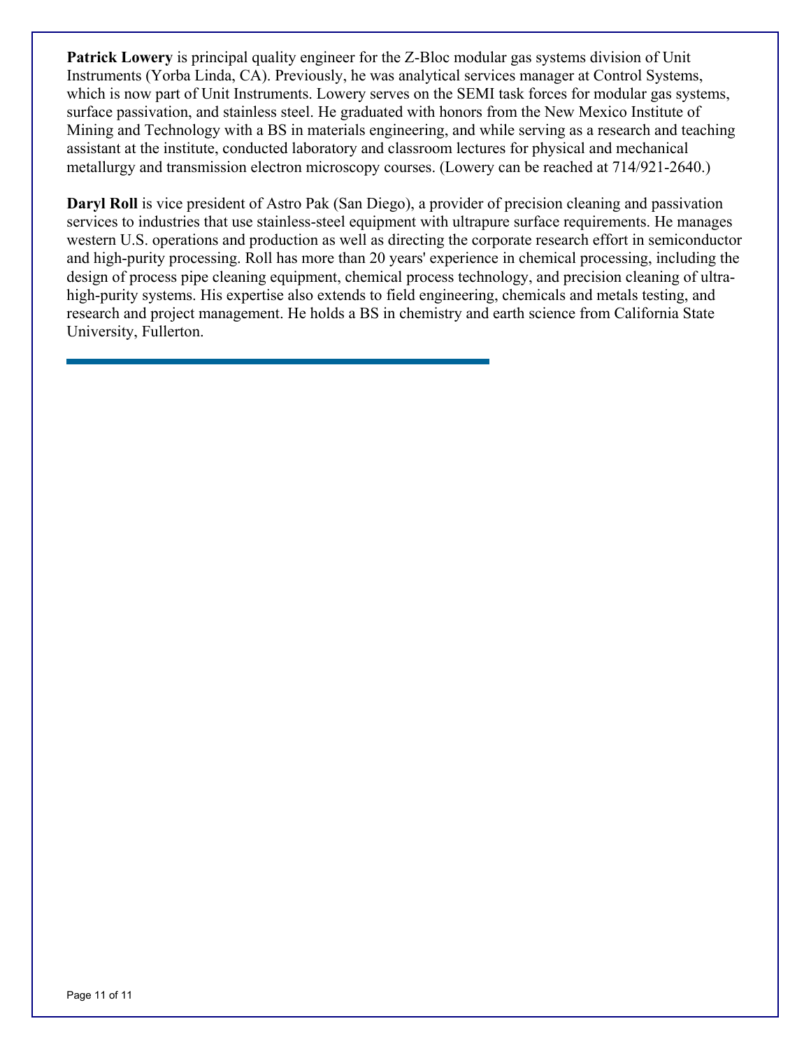**Patrick Lowery** is principal quality engineer for the Z-Bloc modular gas systems division of Unit Instruments (Yorba Linda, CA). Previously, he was analytical services manager at Control Systems, which is now part of Unit Instruments. Lowery serves on the SEMI task forces for modular gas systems, surface passivation, and stainless steel. He graduated with honors from the New Mexico Institute of Mining and Technology with a BS in materials engineering, and while serving as a research and teaching assistant at the institute, conducted laboratory and classroom lectures for physical and mechanical metallurgy and transmission electron microscopy courses. (Lowery can be reached at 714/921-2640.)

**Daryl Roll** is vice president of Astro Pak (San Diego), a provider of precision cleaning and passivation services to industries that use stainless-steel equipment with ultrapure surface requirements. He manages western U.S. operations and production as well as directing the corporate research effort in semiconductor and high-purity processing. Roll has more than 20 years' experience in chemical processing, including the design of process pipe cleaning equipment, chemical process technology, and precision cleaning of ultra-high-purity systems. His expertise also extends to field engineering, chemicals and metals testing, and research and project management. He holds a BS in chemistry and earth science from California State University, Fullerton.